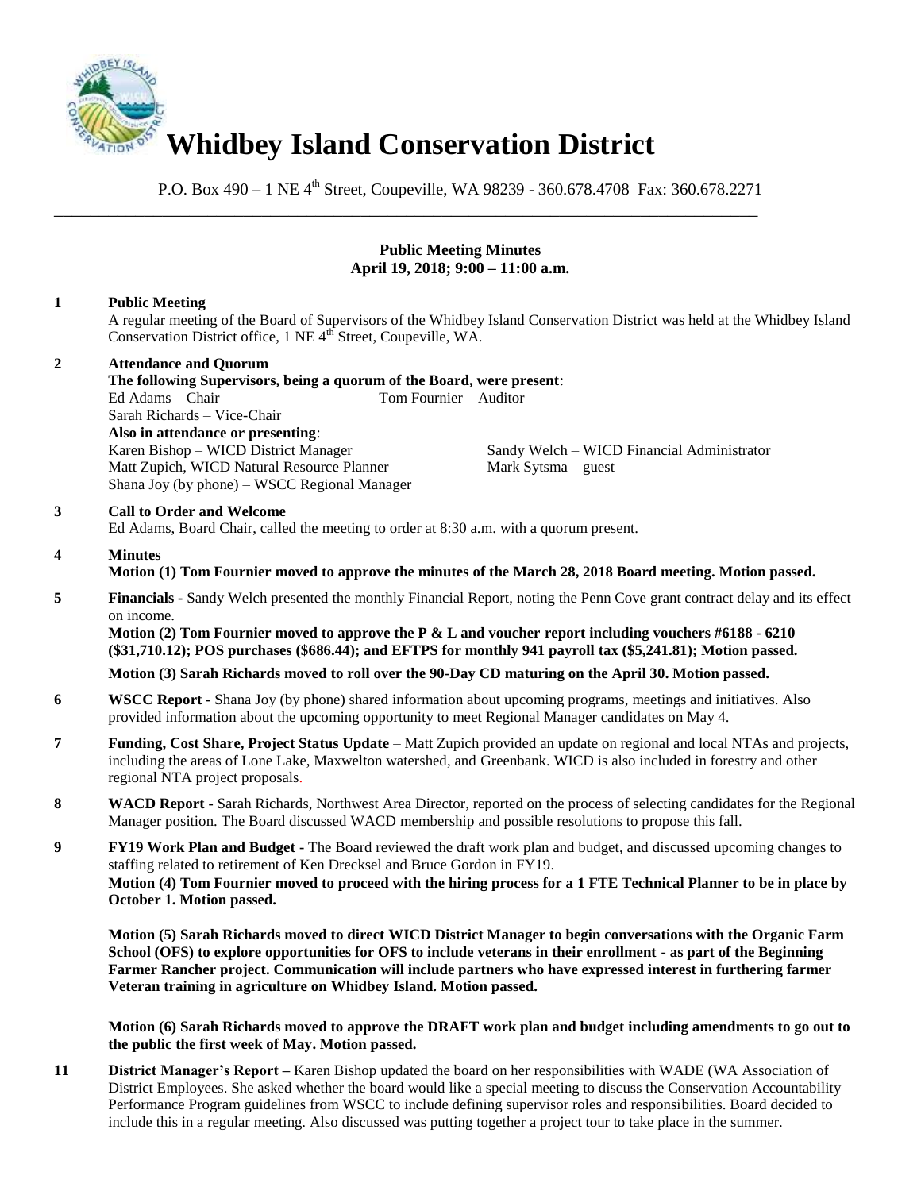# Whidbey Island Conservation District

P.O. Box 490 – 1 NE 4th Street, Coupeville, WA 98239 - 360.678.4708 Fax: 360.678.2271

---

**Public Meeting Minutes**
**April 19, 2018; 9:00 – 11:00 a.m.**

**1 Public Meeting**

A regular meeting of the Board of Supervisors of the Whidbey Island Conservation District was held at the Whidbey Island Conservation District office, 1 NE 4th Street, Coupeville, WA.

**2 Attendance and Quorum**

**The following Supervisors, being a quorum of the Board, were present**:

Ed Adams – Chair
Tom Fournier – Auditor
Sarah Richards – Vice-Chair

**Also in attendance or presenting**:

Karen Bishop – WICD District Manager
Sandy Welch – WICD Financial Administrator
Matt Zupich, WICD Natural Resource Planner
Mark Sytsma – guest
Shana Joy (by phone) – WSCC Regional Manager

**3 Call to Order and Welcome**

Ed Adams, Board Chair, called the meeting to order at 8:30 a.m. with a quorum present.

**4 Minutes**

**Motion (1) Tom Fournier moved to approve the minutes of the March 28, 2018 Board meeting. Motion passed.**

**5 Financials -** Sandy Welch presented the monthly Financial Report, noting the Penn Cove grant contract delay and its effect on income.

**Motion (2) Tom Fournier moved to approve the P & L and voucher report including vouchers #6188 - 6210 ($31,710.12); POS purchases ($686.44); and EFTPS for monthly 941 payroll tax ($5,241.81); Motion passed.**

**Motion (3) Sarah Richards moved to roll over the 90-Day CD maturing on the April 30. Motion passed.**

**6 WSCC Report -** Shana Joy (by phone) shared information about upcoming programs, meetings and initiatives. Also provided information about the upcoming opportunity to meet Regional Manager candidates on May 4.

**7 Funding, Cost Share, Project Status Update** – Matt Zupich provided an update on regional and local NTAs and projects, including the areas of Lone Lake, Maxwelton watershed, and Greenbank. WICD is also included in forestry and other regional NTA project proposals.

**8 WACD Report -** Sarah Richards, Northwest Area Director, reported on the process of selecting candidates for the Regional Manager position. The Board discussed WACD membership and possible resolutions to propose this fall.

**9 FY19 Work Plan and Budget -** The Board reviewed the draft work plan and budget, and discussed upcoming changes to staffing related to retirement of Ken Drecksel and Bruce Gordon in FY19.

**Motion (4) Tom Fournier moved to proceed with the hiring process for a 1 FTE Technical Planner to be in place by October 1. Motion passed.**

**Motion (5) Sarah Richards moved to direct WICD District Manager to begin conversations with the Organic Farm School (OFS) to explore opportunities for OFS to include veterans in their enrollment - as part of the Beginning Farmer Rancher project. Communication will include partners who have expressed interest in furthering farmer Veteran training in agriculture on Whidbey Island. Motion passed.**

**Motion (6) Sarah Richards moved to approve the DRAFT work plan and budget including amendments to go out to the public the first week of May. Motion passed.**

**11 District Manager's Report –** Karen Bishop updated the board on her responsibilities with WADE (WA Association of District Employees. She asked whether the board would like a special meeting to discuss the Conservation Accountability Performance Program guidelines from WSCC to include defining supervisor roles and responsibilities. Board decided to include this in a regular meeting. Also discussed was putting together a project tour to take place in the summer.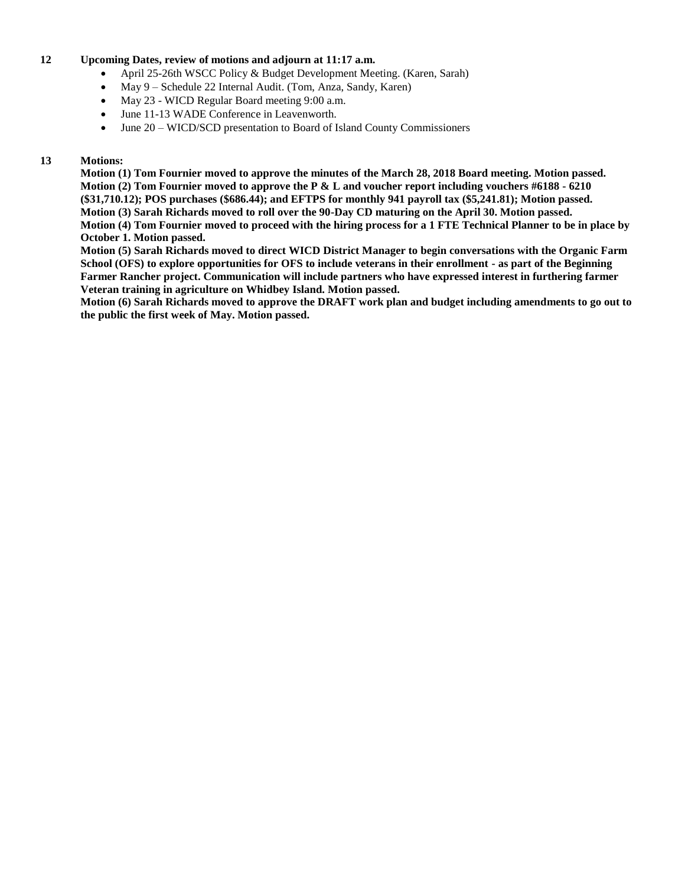**12 Upcoming Dates, review of motions and adjourn at 11:17 a.m.**

- April 25-26th WSCC Policy & Budget Development Meeting. (Karen, Sarah)
- May 9 – Schedule 22 Internal Audit. (Tom, Anza, Sandy, Karen)
- May 23 - WICD Regular Board meeting 9:00 a.m.
- June 11-13 WADE Conference in Leavenworth.
- June 20 – WICD/SCD presentation to Board of Island County Commissioners

**13 Motions:**

**Motion (1) Tom Fournier moved to approve the minutes of the March 28, 2018 Board meeting. Motion passed.**
**Motion (2) Tom Fournier moved to approve the P & L and voucher report including vouchers #6188 - 6210 ($31,710.12); POS purchases ($686.44); and EFTPS for monthly 941 payroll tax ($5,241.81); Motion passed.**
**Motion (3) Sarah Richards moved to roll over the 90-Day CD maturing on the April 30. Motion passed.**
**Motion (4) Tom Fournier moved to proceed with the hiring process for a 1 FTE Technical Planner to be in place by October 1. Motion passed.**
**Motion (5) Sarah Richards moved to direct WICD District Manager to begin conversations with the Organic Farm School (OFS) to explore opportunities for OFS to include veterans in their enrollment - as part of the Beginning Farmer Rancher project. Communication will include partners who have expressed interest in furthering farmer Veteran training in agriculture on Whidbey Island. Motion passed.**
**Motion (6) Sarah Richards moved to approve the DRAFT work plan and budget including amendments to go out to the public the first week of May. Motion passed.**